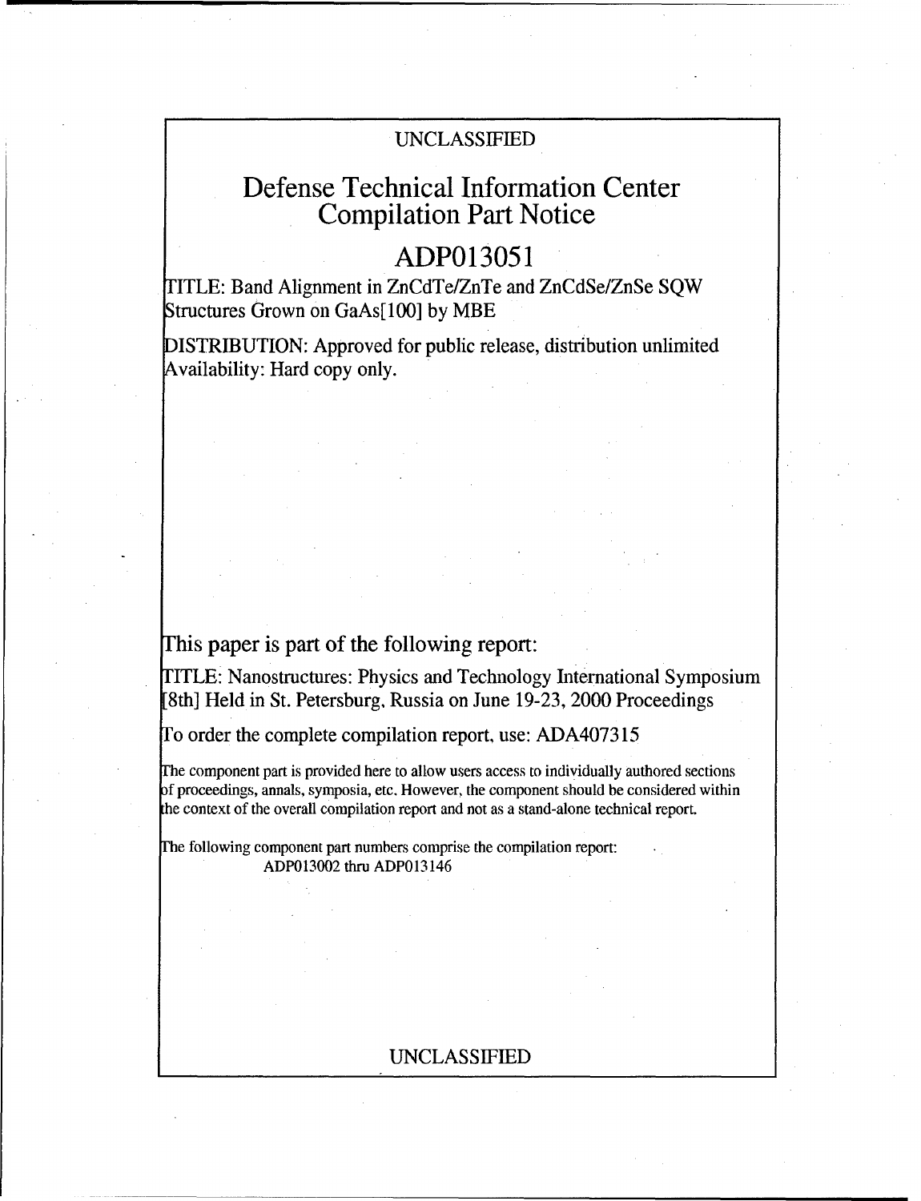UNCLASSIFIED

# Defense Technical Information Center
# Compilation Part Notice

# ADP013051

TITLE: Band Alignment in ZnCdTe/ZnTe and ZnCdSe/ZnSe SQW Structures Grown on GaAs[100] by MBE

DISTRIBUTION: Approved for public release, distribution unlimited
Availability: Hard copy only.

## This paper is part of the following report:

TITLE: Nanostructures: Physics and Technology International Symposium [8th] Held in St. Petersburg, Russia on June 19-23, 2000 Proceedings

To order the complete compilation report, use: ADA407315

The component part is provided here to allow users access to individually authored sections of proceedings, annals, symposia, etc. However, the component should be considered within the context of the overall compilation report and not as a stand-alone technical report.

The following component part numbers comprise the compilation report:
ADP013002 thru ADP013146

UNCLASSIFIED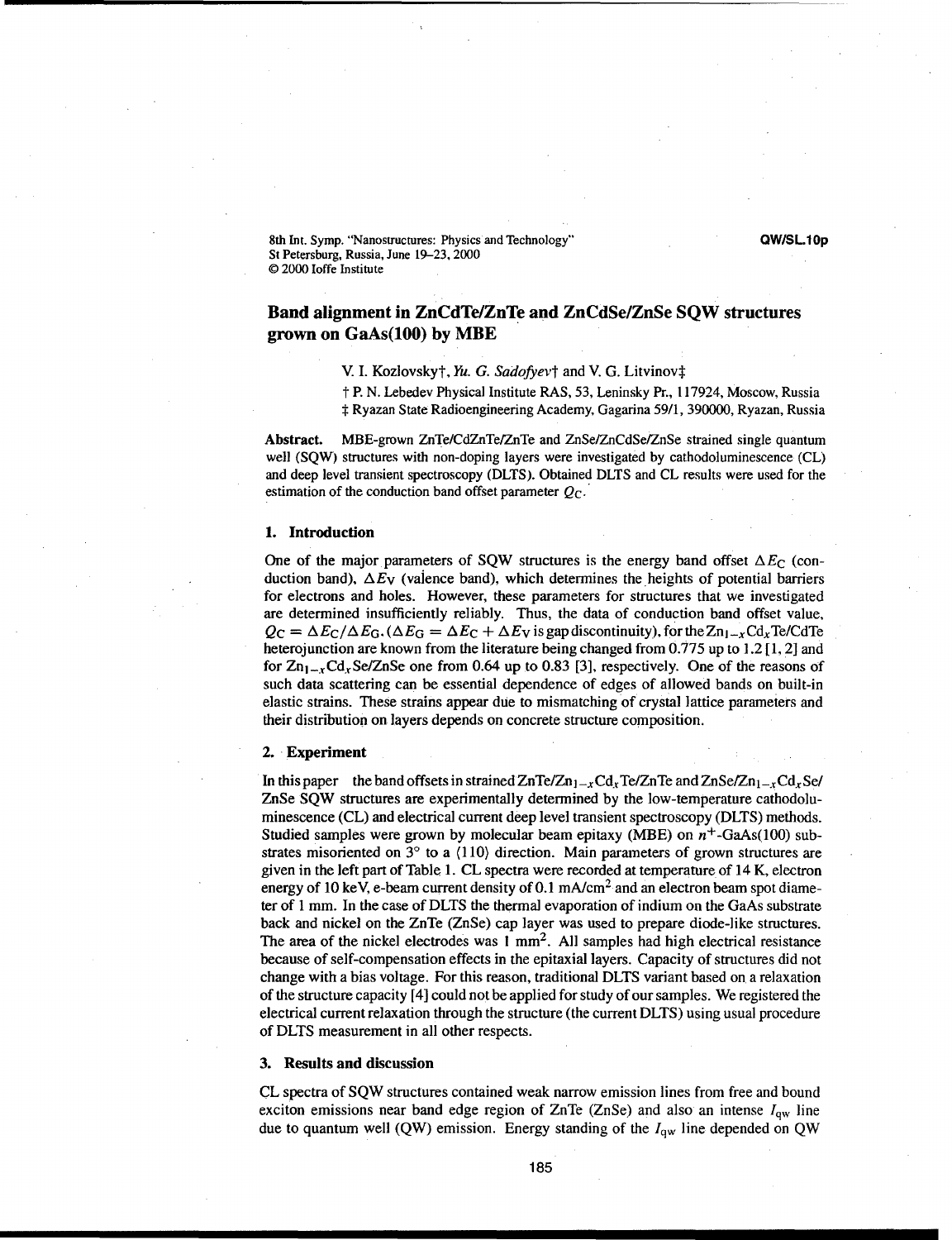8th Int. Symp. "Nanostructures: Physics and Technology"
St Petersburg, Russia, June 19–23, 2000
© 2000 Ioffe Institute

QW/SL.10p

# Band alignment in ZnCdTe/ZnTe and ZnCdSe/ZnSe SQW structures grown on GaAs(100) by MBE

V. I. Kozlovsky†, *Yu. G. Sadofyev*† and V. G. Litvinov‡

† P. N. Lebedev Physical Institute RAS, 53, Leninsky Pr., 117924, Moscow, Russia
‡ Ryazan State Radioengineering Academy, Gagarina 59/1, 390000, Ryazan, Russia

**Abstract.** MBE-grown ZnTe/CdZnTe/ZnTe and ZnSe/ZnCdSe/ZnSe strained single quantum well (SQW) structures with non-doping layers were investigated by cathodoluminescence (CL) and deep level transient spectroscopy (DLTS). Obtained DLTS and CL results were used for the estimation of the conduction band offset parameter $Q_C$.

## 1. Introduction

One of the major parameters of SQW structures is the energy band offset $\Delta E_C$ (conduction band), $\Delta E_V$ (valence band), which determines the heights of potential barriers for electrons and holes. However, these parameters for structures that we investigated are determined insufficiently reliably. Thus, the data of conduction band offset value, $Q_C = \Delta E_C/\Delta E_G$. ($\Delta E_G = \Delta E_C + \Delta E_V$ is gap discontinuity), for the $Zn_{1-x}Cd_xTe/CdTe$ heterojunction are known from the literature being changed from 0.775 up to 1.2 [1, 2] and for $Zn_{1-x}Cd_xSe/ZnSe$ one from 0.64 up to 0.83 [3], respectively. One of the reasons of such data scattering can be essential dependence of edges of allowed bands on built-in elastic strains. These strains appear due to mismatching of crystal lattice parameters and their distribution on layers depends on concrete structure composition.

## 2. Experiment

In this paper the band offsets in strained $ZnTe/Zn_{1-x}Cd_xTe/ZnTe$ and $ZnSe/Zn_{1-x}Cd_xSe/ZnSe$ SQW structures are experimentally determined by the low-temperature cathodoluminescence (CL) and electrical current deep level transient spectroscopy (DLTS) methods. Studied samples were grown by molecular beam epitaxy (MBE) on $n^+$-GaAs(100) substrates misoriented on 3° to a ⟨110⟩ direction. Main parameters of grown structures are given in the left part of Table 1. CL spectra were recorded at temperature of 14 K, electron energy of 10 keV, e-beam current density of 0.1 mA/cm$^2$ and an electron beam spot diameter of 1 mm. In the case of DLTS the thermal evaporation of indium on the GaAs substrate back and nickel on the ZnTe (ZnSe) cap layer was used to prepare diode-like structures. The area of the nickel electrodes was 1 mm$^2$. All samples had high electrical resistance because of self-compensation effects in the epitaxial layers. Capacity of structures did not change with a bias voltage. For this reason, traditional DLTS variant based on a relaxation of the structure capacity [4] could not be applied for study of our samples. We registered the electrical current relaxation through the structure (the current DLTS) using usual procedure of DLTS measurement in all other respects.

## 3. Results and discussion

CL spectra of SQW structures contained weak narrow emission lines from free and bound exciton emissions near band edge region of ZnTe (ZnSe) and also an intense $I_{qw}$ line due to quantum well (QW) emission. Energy standing of the $I_{qw}$ line depended on QW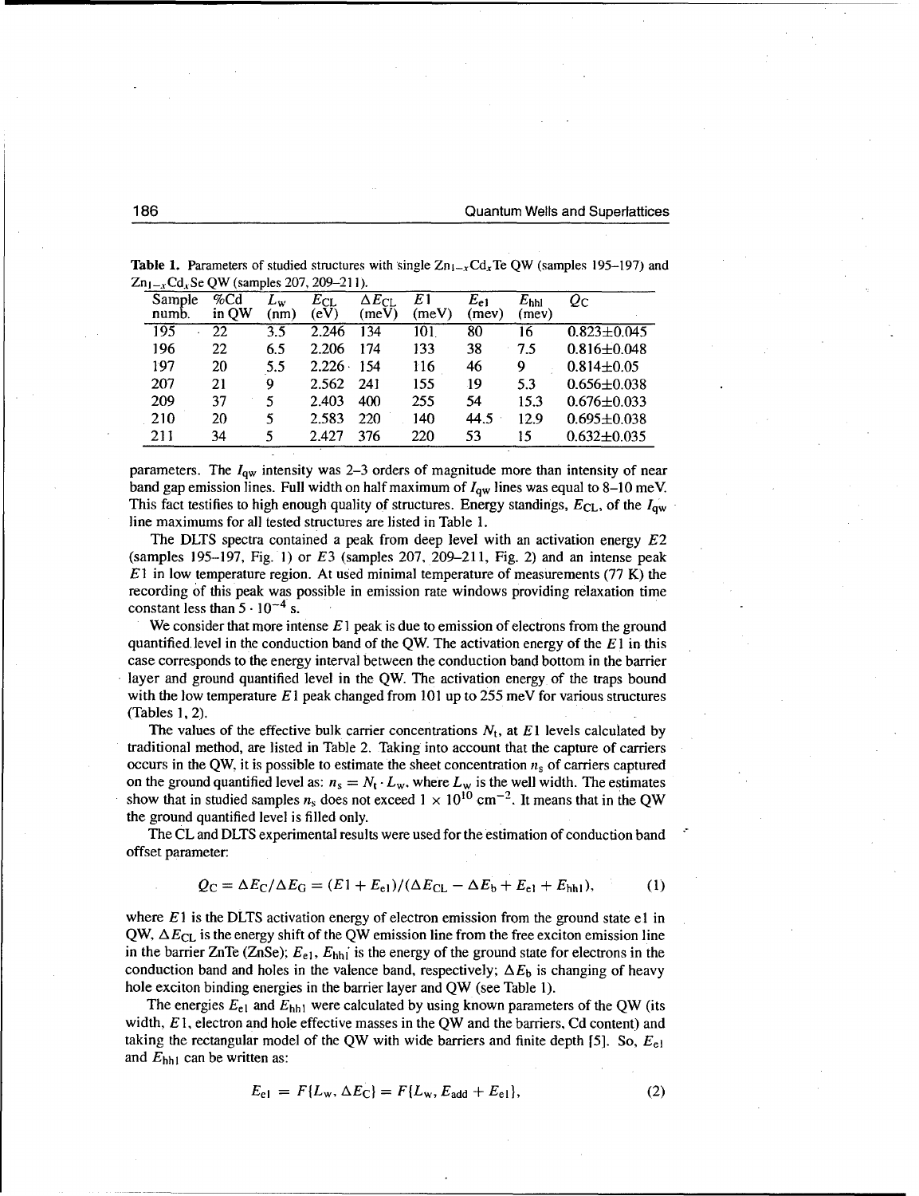**Table 1.** Parameters of studied structures with single $Zn_{1-x}Cd_xTe$ QW (samples 195–197) and $Zn_{1-x}Cd_xSe$ QW (samples 207, 209–211).

| Sample numb. | %Cd in QW | $L_w$ (nm) | $E_{CL}$ (eV) | $\Delta E_{CL}$ (meV) | $E1$ (meV) | $E_{e1}$ (mev) | $E_{hh1}$ (mev) | $Q_C$ |
|---|---|---|---|---|---|---|---|---|
| 195 | 22 | 3.5 | 2.246 | 134 | 101 | 80 | 16 | 0.823±0.045 |
| 196 | 22 | 6.5 | 2.206 | 174 | 133 | 38 | 7.5 | 0.816±0.048 |
| 197 | 20 | 5.5 | 2.226 | 154 | 116 | 46 | 9 | 0.814±0.05 |
| 207 | 21 | 9 | 2.562 | 241 | 155 | 19 | 5.3 | 0.656±0.038 |
| 209 | 37 | 5 | 2.403 | 400 | 255 | 54 | 15.3 | 0.676±0.033 |
| 210 | 20 | 5 | 2.583 | 220 | 140 | 44.5 | 12.9 | 0.695±0.038 |
| 211 | 34 | 5 | 2.427 | 376 | 220 | 53 | 15 | 0.632±0.035 |

parameters. The $I_{qw}$ intensity was 2–3 orders of magnitude more than intensity of near band gap emission lines. Full width on half maximum of $I_{qw}$ lines was equal to 8–10 meV. This fact testifies to high enough quality of structures. Energy standings, $E_{CL}$, of the $I_{qw}$ line maximums for all tested structures are listed in Table 1.

The DLTS spectra contained a peak from deep level with an activation energy $E2$ (samples 195–197, Fig. 1) or $E3$ (samples 207, 209–211, Fig. 2) and an intense peak $E1$ in low temperature region. At used minimal temperature of measurements (77 K) the recording of this peak was possible in emission rate windows providing relaxation time constant less than $5 \cdot 10^{-4}$ s.

We consider that more intense $E1$ peak is due to emission of electrons from the ground quantified level in the conduction band of the QW. The activation energy of the $E1$ in this case corresponds to the energy interval between the conduction band bottom in the barrier layer and ground quantified level in the QW. The activation energy of the traps bound with the low temperature $E1$ peak changed from 101 up to 255 meV for various structures (Tables 1, 2).

The values of the effective bulk carrier concentrations $N_t$, at $E1$ levels calculated by traditional method, are listed in Table 2. Taking into account that the capture of carriers occurs in the QW, it is possible to estimate the sheet concentration $n_s$ of carriers captured on the ground quantified level as: $n_s = N_t \cdot L_w$, where $L_w$ is the well width. The estimates show that in studied samples $n_s$ does not exceed $1 \times 10^{10}$ cm$^{-2}$. It means that in the QW the ground quantified level is filled only.

The CL and DLTS experimental results were used for the estimation of conduction band offset parameter:

$$Q_C = \Delta E_C/\Delta E_G = (E1 + E_{e1})/(\Delta E_{CL} - \Delta E_b + E_{e1} + E_{hh1}), \tag{1}$$

where $E1$ is the DLTS activation energy of electron emission from the ground state e1 in QW, $\Delta E_{CL}$ is the energy shift of the QW emission line from the free exciton emission line in the barrier ZnTe (ZnSe); $E_{e1}$, $E_{hh1}$ is the energy of the ground state for electrons in the conduction band and holes in the valence band, respectively; $\Delta E_b$ is changing of heavy hole exciton binding energies in the barrier layer and QW (see Table 1).

The energies $E_{e1}$ and $E_{hh1}$ were calculated by using known parameters of the QW (its width, $E1$, electron and hole effective masses in the QW and the barriers, Cd content) and taking the rectangular model of the QW with wide barriers and finite depth [5]. So, $E_{e1}$ and $E_{hh1}$ can be written as:

$$E_{e1} = F\{L_w, \Delta E_C\} = F\{L_w, E_{add} + E_{e1}\}, \tag{2}$$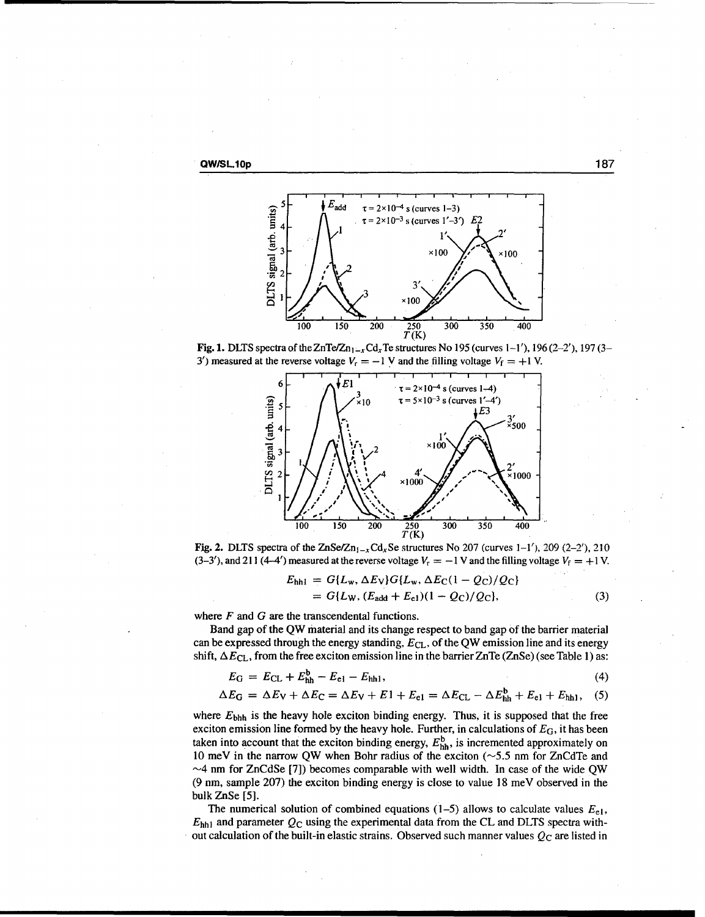**Fig. 1.** DLTS spectra of the ZnTe/$Zn_{1-x}Cd_xTe$ structures No 195 (curves 1–1′), 196 (2–2′), 197 (3–3′) measured at the reverse voltage $V_r = -1$ V and the filling voltage $V_f = +1$ V.

**Fig. 2.** DLTS spectra of the ZnSe/$Zn_{1-x}Cd_xSe$ structures No 207 (curves 1–1′), 209 (2–2′), 210 (3–3′), and 211 (4–4′) measured at the reverse voltage $V_r = -1$ V and the filling voltage $V_f = +1$ V.

$$
\begin{aligned}
E_{\mathrm{hh1}} &= G\{L_w, \Delta E_V\} G\{L_w, \Delta E_C(1 - Q_C)/Q_C\} \\
&= G\{L_W, (E_{\mathrm{add}} + E_{\mathrm{e1}})(1 - Q_C)/Q_C\},
\end{aligned}
\tag{3}
$$

where $F$ and $G$ are the transcendental functions.

Band gap of the QW material and its change respect to band gap of the barrier material can be expressed through the energy standing, $E_{\mathrm{CL}}$, of the QW emission line and its energy shift, $\Delta E_{\mathrm{CL}}$, from the free exciton emission line in the barrier ZnTe (ZnSe) (see Table 1) as:

$$
E_G = E_{\mathrm{CL}} + E^{\mathrm{b}}_{\mathrm{hh}} - E_{\mathrm{e1}} - E_{\mathrm{hh1}}, \tag{4}
$$

$$
\Delta E_G = \Delta E_V + \Delta E_C = \Delta E_V + E1 + E_{\mathrm{e1}} = \Delta E_{\mathrm{CL}} - \Delta E^{\mathrm{b}}_{\mathrm{hh}} + E_{\mathrm{e1}} + E_{\mathrm{hh1}}, \tag{5}
$$

where $E_{\mathrm{bhh}}$ is the heavy hole exciton binding energy. Thus, it is supposed that the free exciton emission line formed by the heavy hole. Further, in calculations of $E_G$, it has been taken into account that the exciton binding energy, $E^{\mathrm{b}}_{\mathrm{hh}}$, is incremented approximately on 10 meV in the narrow QW when Bohr radius of the exciton (~5.5 nm for ZnCdTe and ~4 nm for ZnCdSe [7]) becomes comparable with well width. In case of the wide QW (9 nm, sample 207) the exciton binding energy is close to value 18 meV observed in the bulk ZnSe [5].

The numerical solution of combined equations (1–5) allows to calculate values $E_{\mathrm{e1}}$, $E_{\mathrm{hh1}}$ and parameter $Q_C$ using the experimental data from the CL and DLTS spectra without calculation of the built-in elastic strains. Observed such manner values $Q_C$ are listed in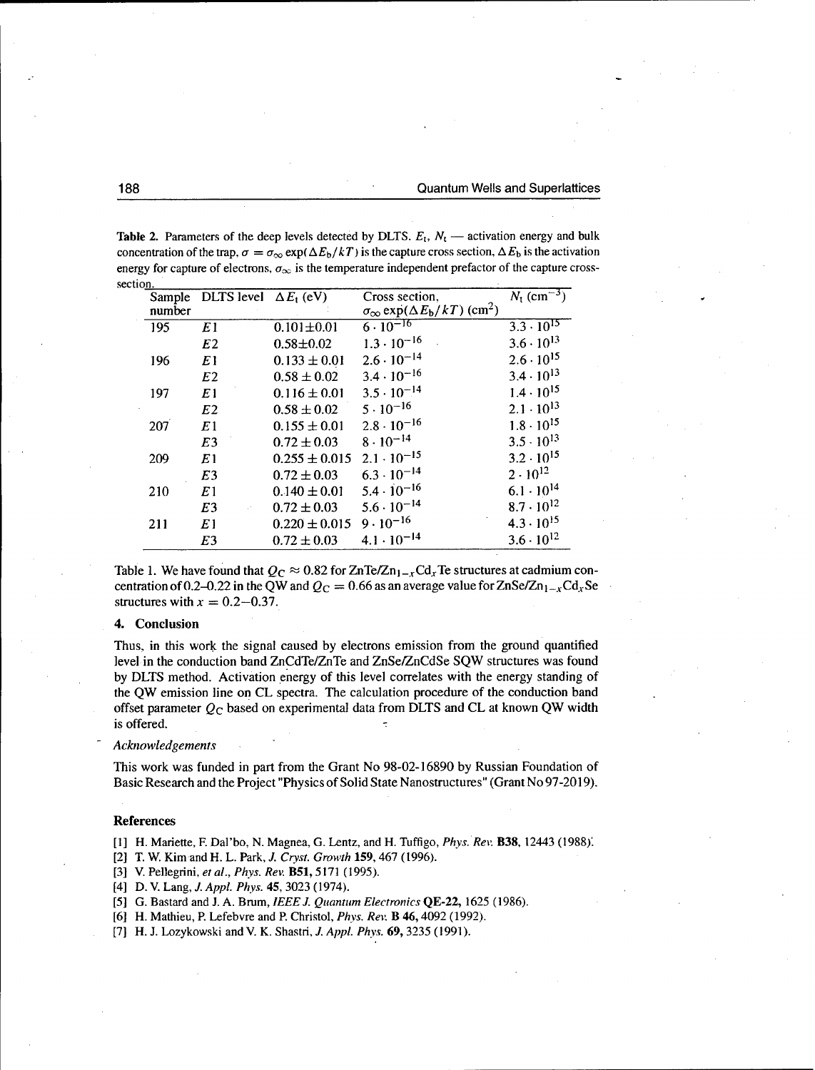**Table 2.** Parameters of the deep levels detected by DLTS. $E_t$, $N_t$ — activation energy and bulk concentration of the trap, $\sigma = \sigma_\infty \exp(\Delta E_b/kT)$ is the capture cross section, $\Delta E_b$ is the activation energy for capture of electrons, $\sigma_\infty$ is the temperature independent prefactor of the capture cross-section.

| Sample number | DLTS level | $\Delta E_t$ (eV) | Cross section, $\sigma_\infty \exp(\Delta E_b/kT)$ (cm$^2$) | $N_t$ (cm$^{-3}$) |
|---|---|---|---|---|
| 195 | $E1$ | $0.101 \pm 0.01$ | $6 \cdot 10^{-16}$ | $3.3 \cdot 10^{15}$ |
| | $E2$ | $0.58 \pm 0.02$ | $1.3 \cdot 10^{-16}$ | $3.6 \cdot 10^{13}$ |
| 196 | $E1$ | $0.133 \pm 0.01$ | $2.6 \cdot 10^{-14}$ | $2.6 \cdot 10^{15}$ |
| | $E2$ | $0.58 \pm 0.02$ | $3.4 \cdot 10^{-16}$ | $3.4 \cdot 10^{13}$ |
| 197 | $E1$ | $0.116 \pm 0.01$ | $3.5 \cdot 10^{-14}$ | $1.4 \cdot 10^{15}$ |
| | $E2$ | $0.58 \pm 0.02$ | $5 \cdot 10^{-16}$ | $2.1 \cdot 10^{13}$ |
| 207 | $E1$ | $0.155 \pm 0.01$ | $2.8 \cdot 10^{-16}$ | $1.8 \cdot 10^{15}$ |
| | $E3$ | $0.72 \pm 0.03$ | $8 \cdot 10^{-14}$ | $3.5 \cdot 10^{13}$ |
| 209 | $E1$ | $0.255 \pm 0.015$ | $2.1 \cdot 10^{-15}$ | $3.2 \cdot 10^{15}$ |
| | $E3$ | $0.72 \pm 0.03$ | $6.3 \cdot 10^{-14}$ | $2 \cdot 10^{12}$ |
| 210 | $E1$ | $0.140 \pm 0.01$ | $5.4 \cdot 10^{-16}$ | $6.1 \cdot 10^{14}$ |
| | $E3$ | $0.72 \pm 0.03$ | $5.6 \cdot 10^{-14}$ | $8.7 \cdot 10^{12}$ |
| 211 | $E1$ | $0.220 \pm 0.015$ | $9 \cdot 10^{-16}$ | $4.3 \cdot 10^{15}$ |
| | $E3$ | $0.72 \pm 0.03$ | $4.1 \cdot 10^{-14}$ | $3.6 \cdot 10^{12}$ |

Table 1. We have found that $Q_C \approx 0.82$ for ZnTe/$Zn_{1-x}Cd_xTe$ structures at cadmium concentration of 0.2–0.22 in the QW and $Q_C = 0.66$ as an average value for ZnSe/$Zn_{1-x}Cd_xSe$ structures with $x = 0.2$–$0.37$.

## 4. Conclusion

Thus, in this work the signal caused by electrons emission from the ground quantified level in the conduction band ZnCdTe/ZnTe and ZnSe/ZnCdSe SQW structures was found by DLTS method. Activation energy of this level correlates with the energy standing of the QW emission line on CL spectra. The calculation procedure of the conduction band offset parameter $Q_C$ based on experimental data from DLTS and CL at known QW width is offered.

### *Acknowledgements*

This work was funded in part from the Grant No 98-02-16890 by Russian Foundation of Basic Research and the Project "Physics of Solid State Nanostructures" (Grant No 97-2019).

## References

[1] H. Mariette, F. Dal'bo, N. Magnea, G. Lentz, and H. Tuffigo, *Phys. Rev.* **B38**, 12443 (1988).

[2] T. W. Kim and H. L. Park, *J. Cryst. Growth* **159**, 467 (1996).

[3] V. Pellegrini, *et al., Phys. Rev.* **B51**, 5171 (1995).

[4] D. V. Lang, *J. Appl. Phys.* **45**, 3023 (1974).

[5] G. Bastard and J. A. Brum, *IEEE J. Quantum Electronics* **QE-22**, 1625 (1986).

[6] H. Mathieu, P. Lefebvre and P. Christol, *Phys. Rev.* **B 46**, 4092 (1992).

[7] H. J. Lozykowski and V. K. Shastri, *J. Appl. Phys.* **69**, 3235 (1991).